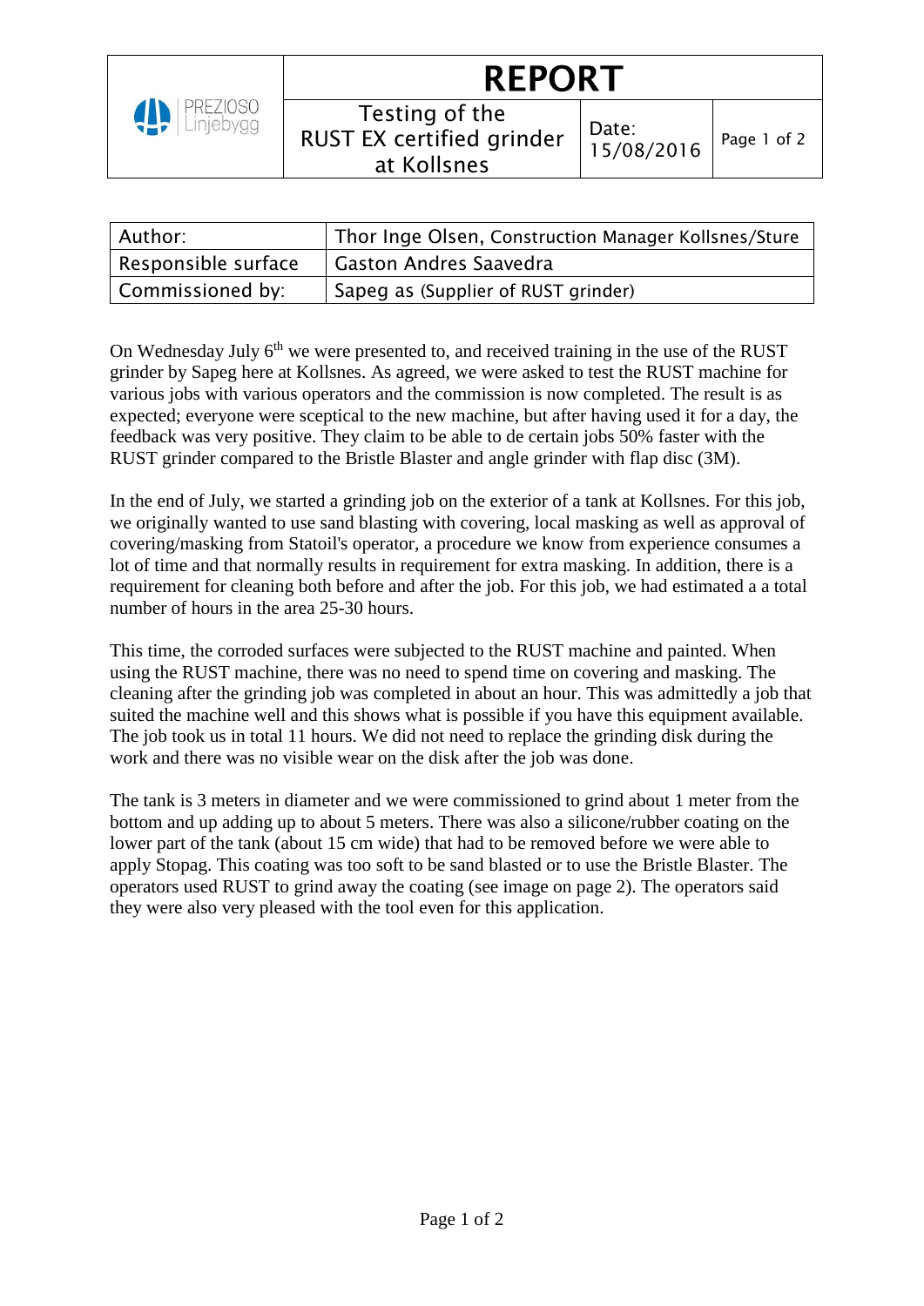# REPORT

| PREZIOSO Linjebygg | Testing of the RUST EX certified grinder at Kollsnes | Date: 15/08/2016 | Page 1 of 2 |
|---|---|---|---|

| Author: | Thor Inge Olsen, Construction Manager Kollsnes/Sture |
|---|---|
| Responsible surface | Gaston Andres Saavedra |
| Commissioned by: | Sapeg as (Supplier of RUST grinder) |

On Wednesday July 6th we were presented to, and received training in the use of the RUST grinder by Sapeg here at Kollsnes. As agreed, we were asked to test the RUST machine for various jobs with various operators and the commission is now completed. The result is as expected; everyone were sceptical to the new machine, but after having used it for a day, the feedback was very positive. They claim to be able to de certain jobs 50% faster with the RUST grinder compared to the Bristle Blaster and angle grinder with flap disc (3M).

In the end of July, we started a grinding job on the exterior of a tank at Kollsnes. For this job, we originally wanted to use sand blasting with covering, local masking as well as approval of covering/masking from Statoil's operator, a procedure we know from experience consumes a lot of time and that normally results in requirement for extra masking. In addition, there is a requirement for cleaning both before and after the job. For this job, we had estimated a a total number of hours in the area 25-30 hours.

This time, the corroded surfaces were subjected to the RUST machine and painted. When using the RUST machine, there was no need to spend time on covering and masking. The cleaning after the grinding job was completed in about an hour. This was admittedly a job that suited the machine well and this shows what is possible if you have this equipment available. The job took us in total 11 hours. We did not need to replace the grinding disk during the work and there was no visible wear on the disk after the job was done.

The tank is 3 meters in diameter and we were commissioned to grind about 1 meter from the bottom and up adding up to about 5 meters. There was also a silicone/rubber coating on the lower part of the tank (about 15 cm wide) that had to be removed before we were able to apply Stopag. This coating was too soft to be sand blasted or to use the Bristle Blaster. The operators used RUST to grind away the coating (see image on page 2). The operators said they were also very pleased with the tool even for this application.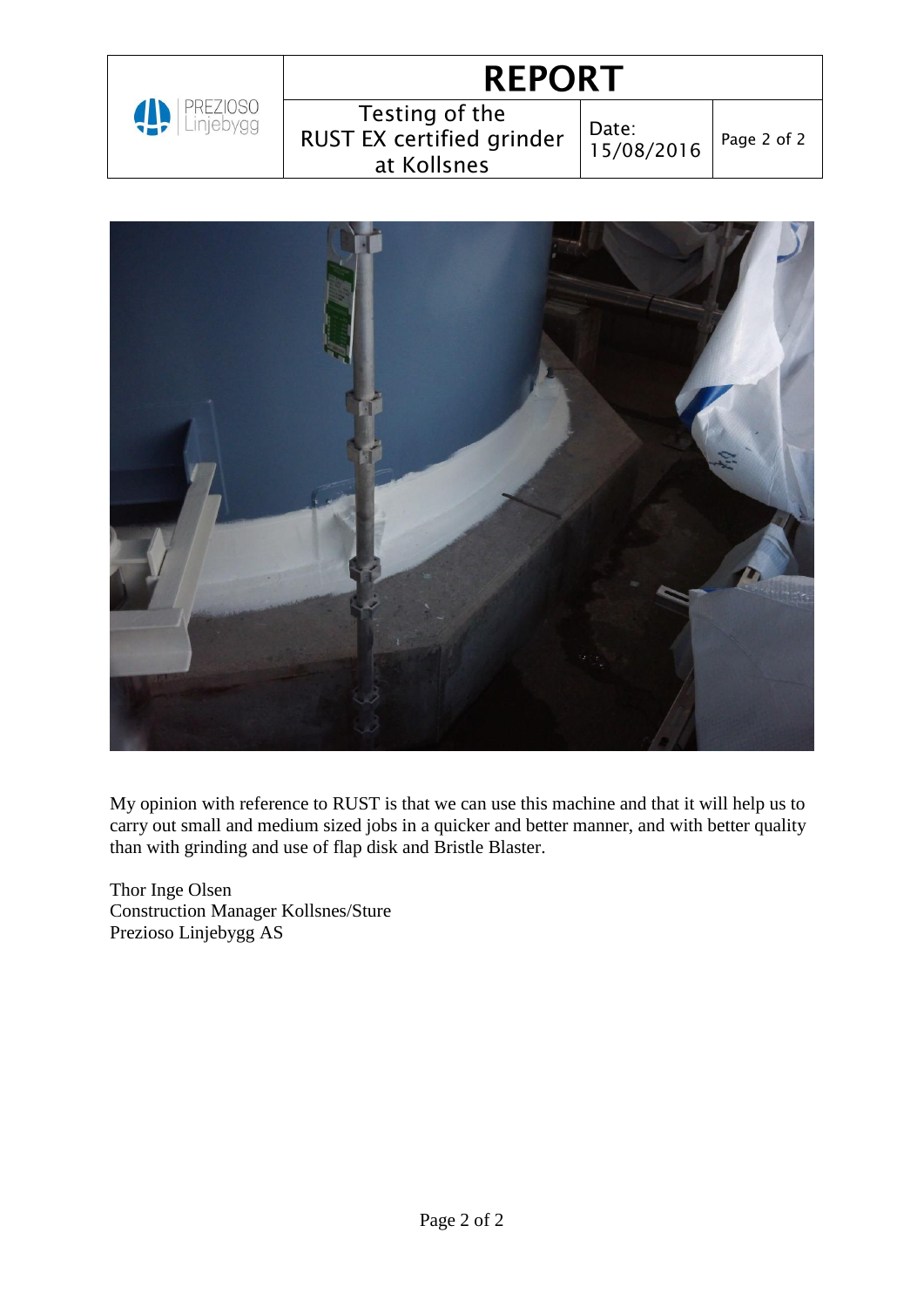My opinion with reference to RUST is that we can use this machine and that it will help us to carry out small and medium sized jobs in a quicker and better manner, and with better quality than with grinding and use of flap disk and Bristle Blaster.

Thor Inge Olsen
Construction Manager Kollsnes/Sture
Prezioso Linjebygg AS